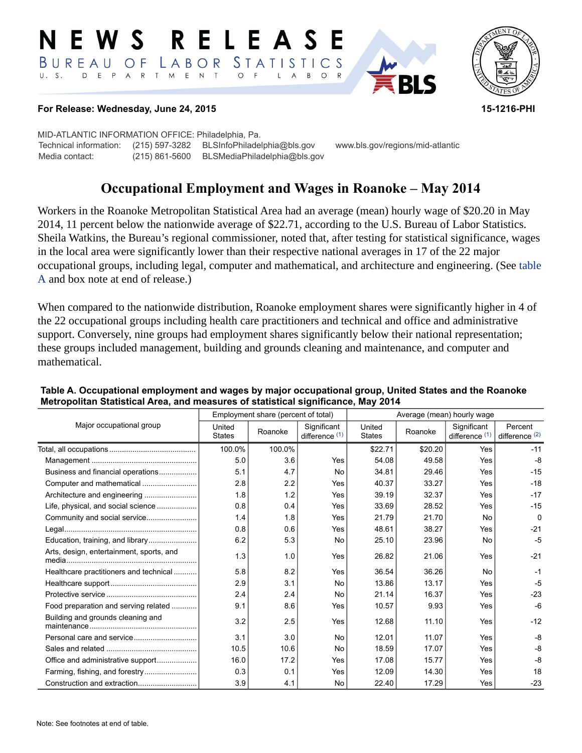# NEWS RELEASE

BUREAU OF LABOR STATISTICS

U. S. DEPARTMENT OF LABOR

**For Release: Wednesday, June 24, 2015** **15-1216-PHI**

MID-ATLANTIC INFORMATION OFFICE: Philadelphia, Pa.
Technical information: (215) 597-3282 BLSInfoPhiladelphia@bls.gov www.bls.gov/regions/mid-atlantic
Media contact: (215) 861-5600 BLSMediaPhiladelphia@bls.gov

## Occupational Employment and Wages in Roanoke – May 2014

Workers in the Roanoke Metropolitan Statistical Area had an average (mean) hourly wage of $20.20 in May 2014, 11 percent below the nationwide average of $22.71, according to the U.S. Bureau of Labor Statistics. Sheila Watkins, the Bureau's regional commissioner, noted that, after testing for statistical significance, wages in the local area were significantly lower than their respective national averages in 17 of the 22 major occupational groups, including legal, computer and mathematical, and architecture and engineering. (See table A and box note at end of release.)

When compared to the nationwide distribution, Roanoke employment shares were significantly higher in 4 of the 22 occupational groups including health care practitioners and technical and office and administrative support. Conversely, nine groups had employment shares significantly below their national representation; these groups included management, building and grounds cleaning and maintenance, and computer and mathematical.

**Table A. Occupational employment and wages by major occupational group, United States and the Roanoke Metropolitan Statistical Area, and measures of statistical significance, May 2014**

| Major occupational group | Employment share (percent of total) | | | Average (mean) hourly wage | | | |
|---|---|---|---|---|---|---|---|
| | United States | Roanoke | Significant difference (1) | United States | Roanoke | Significant difference (1) | Percent difference (2) |
| Total, all occupations | 100.0% | 100.0% | | $22.71 | $20.20 | Yes | -11 |
| Management | 5.0 | 3.6 | Yes | 54.08 | 49.58 | Yes | -8 |
| Business and financial operations | 5.1 | 4.7 | No | 34.81 | 29.46 | Yes | -15 |
| Computer and mathematical | 2.8 | 2.2 | Yes | 40.37 | 33.27 | Yes | -18 |
| Architecture and engineering | 1.8 | 1.2 | Yes | 39.19 | 32.37 | Yes | -17 |
| Life, physical, and social science | 0.8 | 0.4 | Yes | 33.69 | 28.52 | Yes | -15 |
| Community and social service | 1.4 | 1.8 | Yes | 21.79 | 21.70 | No | 0 |
| Legal | 0.8 | 0.6 | Yes | 48.61 | 38.27 | Yes | -21 |
| Education, training, and library | 6.2 | 5.3 | No | 25.10 | 23.96 | No | -5 |
| Arts, design, entertainment, sports, and media | 1.3 | 1.0 | Yes | 26.82 | 21.06 | Yes | -21 |
| Healthcare practitioners and technical | 5.8 | 8.2 | Yes | 36.54 | 36.26 | No | -1 |
| Healthcare support | 2.9 | 3.1 | No | 13.86 | 13.17 | Yes | -5 |
| Protective service | 2.4 | 2.4 | No | 21.14 | 16.37 | Yes | -23 |
| Food preparation and serving related | 9.1 | 8.6 | Yes | 10.57 | 9.93 | Yes | -6 |
| Building and grounds cleaning and maintenance | 3.2 | 2.5 | Yes | 12.68 | 11.10 | Yes | -12 |
| Personal care and service | 3.1 | 3.0 | No | 12.01 | 11.07 | Yes | -8 |
| Sales and related | 10.5 | 10.6 | No | 18.59 | 17.07 | Yes | -8 |
| Office and administrative support | 16.0 | 17.2 | Yes | 17.08 | 15.77 | Yes | -8 |
| Farming, fishing, and forestry | 0.3 | 0.1 | Yes | 12.09 | 14.30 | Yes | 18 |
| Construction and extraction | 3.9 | 4.1 | No | 22.40 | 17.29 | Yes | -23 |

Note: See footnotes at end of table.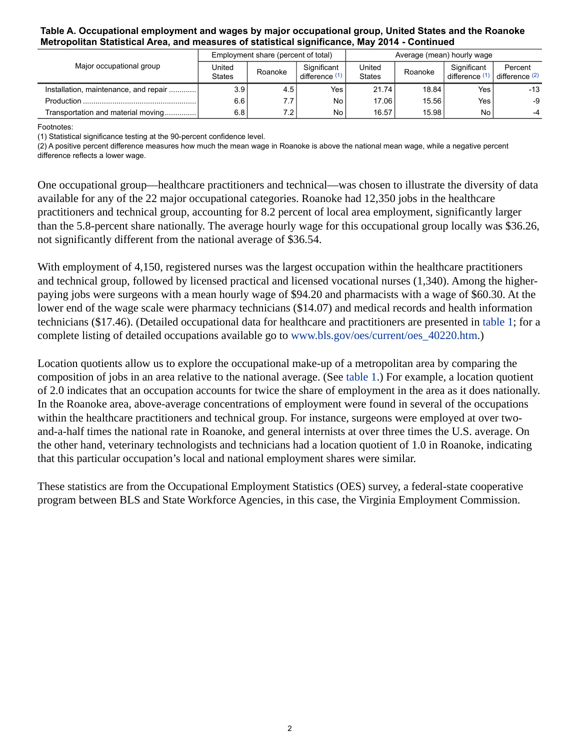**Table A. Occupational employment and wages by major occupational group, United States and the Roanoke Metropolitan Statistical Area, and measures of statistical significance, May 2014 - Continued**

| Major occupational group | Employment share (percent of total) | | | Average (mean) hourly wage | | | |
|---|---|---|---|---|---|---|---|
| | United States | Roanoke | Significant difference (1) | United States | Roanoke | Significant difference (1) | Percent difference (2) |
| Installation, maintenance, and repair | 3.9 | 4.5 | Yes | 21.74 | 18.84 | Yes | -13 |
| Production | 6.6 | 7.7 | No | 17.06 | 15.56 | Yes | -9 |
| Transportation and material moving | 6.8 | 7.2 | No | 16.57 | 15.98 | No | -4 |

Footnotes:
(1) Statistical significance testing at the 90-percent confidence level.
(2) A positive percent difference measures how much the mean wage in Roanoke is above the national mean wage, while a negative percent difference reflects a lower wage.

One occupational group—healthcare practitioners and technical—was chosen to illustrate the diversity of data available for any of the 22 major occupational categories. Roanoke had 12,350 jobs in the healthcare practitioners and technical group, accounting for 8.2 percent of local area employment, significantly larger than the 5.8-percent share nationally. The average hourly wage for this occupational group locally was $36.26, not significantly different from the national average of $36.54.

With employment of 4,150, registered nurses was the largest occupation within the healthcare practitioners and technical group, followed by licensed practical and licensed vocational nurses (1,340). Among the higher-paying jobs were surgeons with a mean hourly wage of $94.20 and pharmacists with a wage of $60.30. At the lower end of the wage scale were pharmacy technicians ($14.07) and medical records and health information technicians ($17.46). (Detailed occupational data for healthcare and practitioners are presented in table 1; for a complete listing of detailed occupations available go to www.bls.gov/oes/current/oes_40220.htm.)

Location quotients allow us to explore the occupational make-up of a metropolitan area by comparing the composition of jobs in an area relative to the national average. (See table 1.) For example, a location quotient of 2.0 indicates that an occupation accounts for twice the share of employment in the area as it does nationally. In the Roanoke area, above-average concentrations of employment were found in several of the occupations within the healthcare practitioners and technical group. For instance, surgeons were employed at over two-and-a-half times the national rate in Roanoke, and general internists at over three times the U.S. average. On the other hand, veterinary technologists and technicians had a location quotient of 1.0 in Roanoke, indicating that this particular occupation's local and national employment shares were similar.

These statistics are from the Occupational Employment Statistics (OES) survey, a federal-state cooperative program between BLS and State Workforce Agencies, in this case, the Virginia Employment Commission.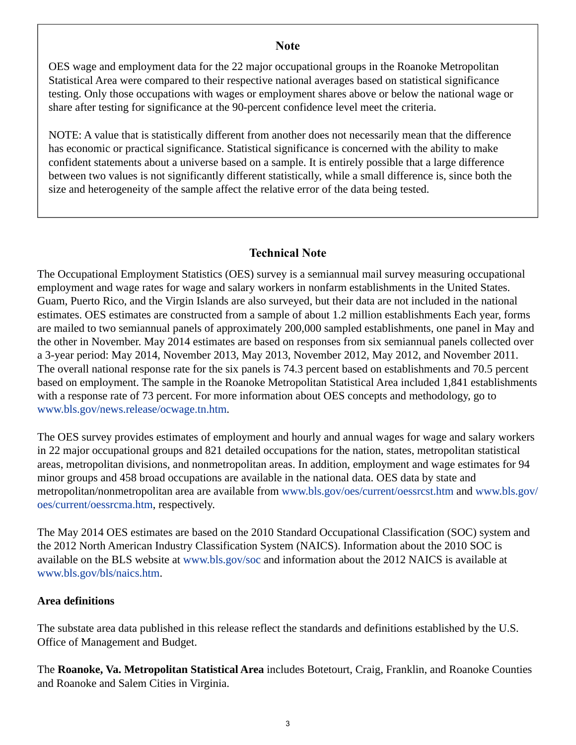## Note

OES wage and employment data for the 22 major occupational groups in the Roanoke Metropolitan Statistical Area were compared to their respective national averages based on statistical significance testing. Only those occupations with wages or employment shares above or below the national wage or share after testing for significance at the 90-percent confidence level meet the criteria.

NOTE: A value that is statistically different from another does not necessarily mean that the difference has economic or practical significance. Statistical significance is concerned with the ability to make confident statements about a universe based on a sample. It is entirely possible that a large difference between two values is not significantly different statistically, while a small difference is, since both the size and heterogeneity of the sample affect the relative error of the data being tested.

## Technical Note

The Occupational Employment Statistics (OES) survey is a semiannual mail survey measuring occupational employment and wage rates for wage and salary workers in nonfarm establishments in the United States. Guam, Puerto Rico, and the Virgin Islands are also surveyed, but their data are not included in the national estimates. OES estimates are constructed from a sample of about 1.2 million establishments Each year, forms are mailed to two semiannual panels of approximately 200,000 sampled establishments, one panel in May and the other in November. May 2014 estimates are based on responses from six semiannual panels collected over a 3-year period: May 2014, November 2013, May 2013, November 2012, May 2012, and November 2011. The overall national response rate for the six panels is 74.3 percent based on establishments and 70.5 percent based on employment. The sample in the Roanoke Metropolitan Statistical Area included 1,841 establishments with a response rate of 73 percent. For more information about OES concepts and methodology, go to www.bls.gov/news.release/ocwage.tn.htm.

The OES survey provides estimates of employment and hourly and annual wages for wage and salary workers in 22 major occupational groups and 821 detailed occupations for the nation, states, metropolitan statistical areas, metropolitan divisions, and nonmetropolitan areas. In addition, employment and wage estimates for 94 minor groups and 458 broad occupations are available in the national data. OES data by state and metropolitan/nonmetropolitan area are available from www.bls.gov/oes/current/oessrcst.htm and www.bls.gov/oes/current/oessrcma.htm, respectively.

The May 2014 OES estimates are based on the 2010 Standard Occupational Classification (SOC) system and the 2012 North American Industry Classification System (NAICS). Information about the 2010 SOC is available on the BLS website at www.bls.gov/soc and information about the 2012 NAICS is available at www.bls.gov/bls/naics.htm.

### Area definitions

The substate area data published in this release reflect the standards and definitions established by the U.S. Office of Management and Budget.

The **Roanoke, Va. Metropolitan Statistical Area** includes Botetourt, Craig, Franklin, and Roanoke Counties and Roanoke and Salem Cities in Virginia.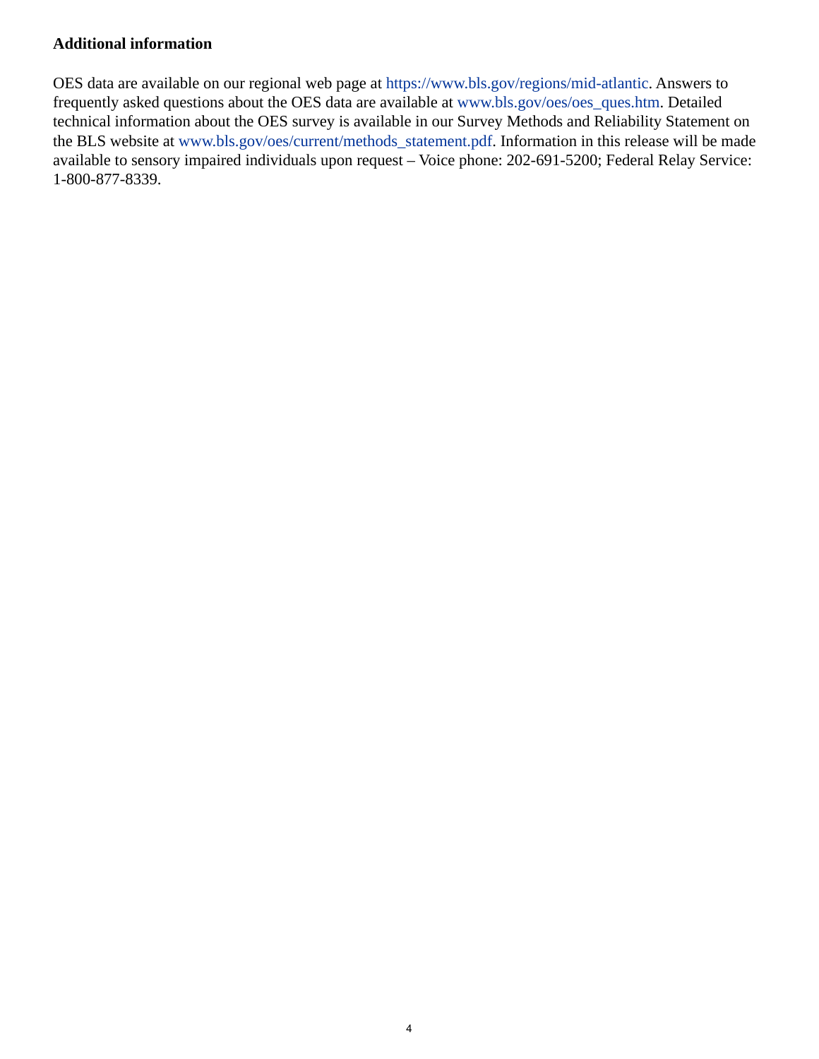**Additional information**

OES data are available on our regional web page at https://www.bls.gov/regions/mid-atlantic. Answers to frequently asked questions about the OES data are available at www.bls.gov/oes/oes_ques.htm. Detailed technical information about the OES survey is available in our Survey Methods and Reliability Statement on the BLS website at www.bls.gov/oes/current/methods_statement.pdf. Information in this release will be made available to sensory impaired individuals upon request – Voice phone: 202-691-5200; Federal Relay Service: 1-800-877-8339.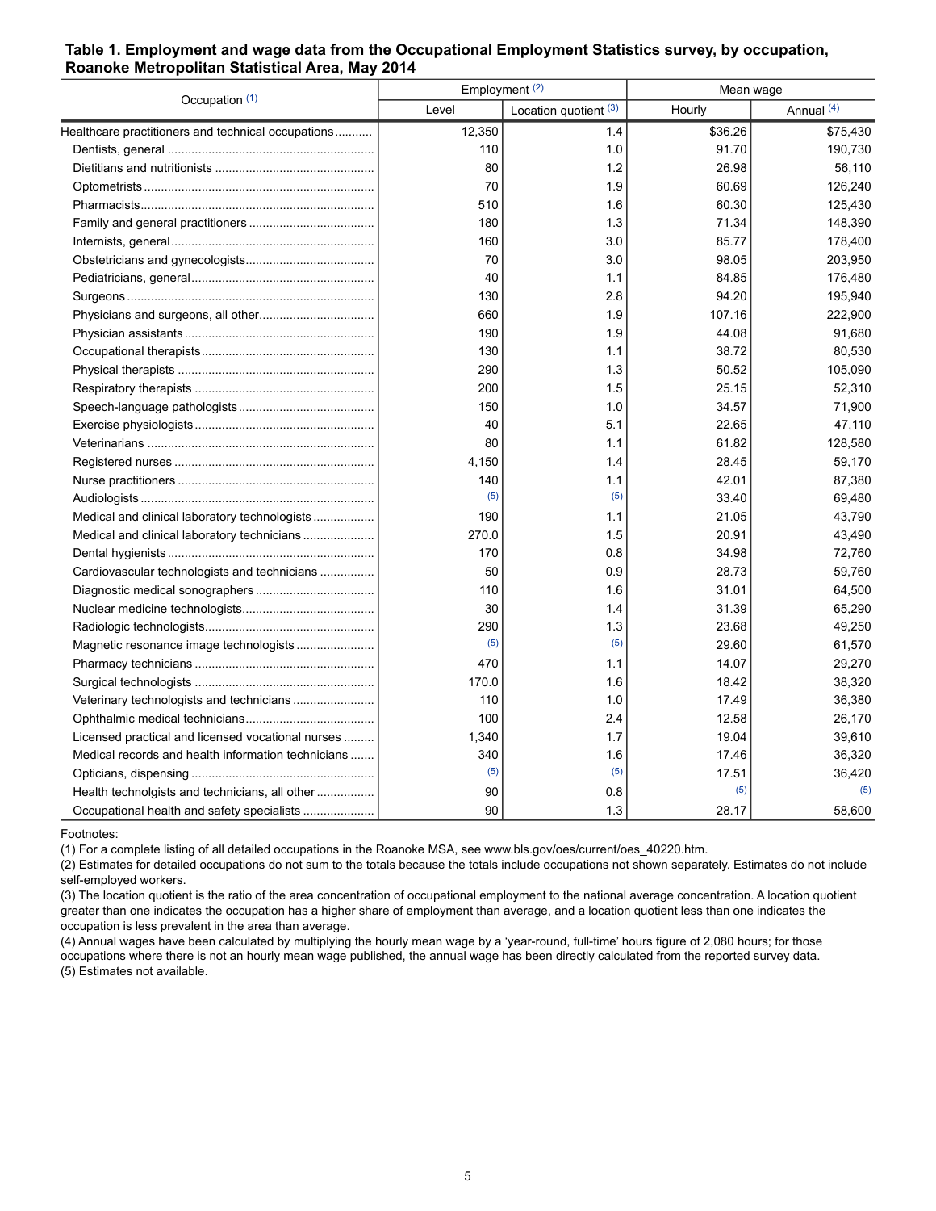**Table 1. Employment and wage data from the Occupational Employment Statistics survey, by occupation, Roanoke Metropolitan Statistical Area, May 2014**

| Occupation (1) | Employment (2) | | Mean wage | |
|---|---|---|---|---|
| | Level | Location quotient (3) | Hourly | Annual (4) |
| Healthcare practitioners and technical occupations | 12,350 | 1.4 | $36.26 | $75,430 |
| Dentists, general | 110 | 1.0 | 91.70 | 190,730 |
| Dietitians and nutritionists | 80 | 1.2 | 26.98 | 56,110 |
| Optometrists | 70 | 1.9 | 60.69 | 126,240 |
| Pharmacists | 510 | 1.6 | 60.30 | 125,430 |
| Family and general practitioners | 180 | 1.3 | 71.34 | 148,390 |
| Internists, general | 160 | 3.0 | 85.77 | 178,400 |
| Obstetricians and gynecologists | 70 | 3.0 | 98.05 | 203,950 |
| Pediatricians, general | 40 | 1.1 | 84.85 | 176,480 |
| Surgeons | 130 | 2.8 | 94.20 | 195,940 |
| Physicians and surgeons, all other | 660 | 1.9 | 107.16 | 222,900 |
| Physician assistants | 190 | 1.9 | 44.08 | 91,680 |
| Occupational therapists | 130 | 1.1 | 38.72 | 80,530 |
| Physical therapists | 290 | 1.3 | 50.52 | 105,090 |
| Respiratory therapists | 200 | 1.5 | 25.15 | 52,310 |
| Speech-language pathologists | 150 | 1.0 | 34.57 | 71,900 |
| Exercise physiologists | 40 | 5.1 | 22.65 | 47,110 |
| Veterinarians | 80 | 1.1 | 61.82 | 128,580 |
| Registered nurses | 4,150 | 1.4 | 28.45 | 59,170 |
| Nurse practitioners | 140 | 1.1 | 42.01 | 87,380 |
| Audiologists | (5) | (5) | 33.40 | 69,480 |
| Medical and clinical laboratory technologists | 190 | 1.1 | 21.05 | 43,790 |
| Medical and clinical laboratory technicians | 270.0 | 1.5 | 20.91 | 43,490 |
| Dental hygienists | 170 | 0.8 | 34.98 | 72,760 |
| Cardiovascular technologists and technicians | 50 | 0.9 | 28.73 | 59,760 |
| Diagnostic medical sonographers | 110 | 1.6 | 31.01 | 64,500 |
| Nuclear medicine technologists | 30 | 1.4 | 31.39 | 65,290 |
| Radiologic technologists | 290 | 1.3 | 23.68 | 49,250 |
| Magnetic resonance image technologists | (5) | (5) | 29.60 | 61,570 |
| Pharmacy technicians | 470 | 1.1 | 14.07 | 29,270 |
| Surgical technologists | 170.0 | 1.6 | 18.42 | 38,320 |
| Veterinary technologists and technicians | 110 | 1.0 | 17.49 | 36,380 |
| Ophthalmic medical technicians | 100 | 2.4 | 12.58 | 26,170 |
| Licensed practical and licensed vocational nurses | 1,340 | 1.7 | 19.04 | 39,610 |
| Medical records and health information technicians | 340 | 1.6 | 17.46 | 36,320 |
| Opticians, dispensing | (5) | (5) | 17.51 | 36,420 |
| Health technolgists and technicians, all other | 90 | 0.8 | (5) | (5) |
| Occupational health and safety specialists | 90 | 1.3 | 28.17 | 58,600 |

Footnotes:
(1) For a complete listing of all detailed occupations in the Roanoke MSA, see www.bls.gov/oes/current/oes_40220.htm.
(2) Estimates for detailed occupations do not sum to the totals because the totals include occupations not shown separately. Estimates do not include self-employed workers.
(3) The location quotient is the ratio of the area concentration of occupational employment to the national average concentration. A location quotient greater than one indicates the occupation has a higher share of employment than average, and a location quotient less than one indicates the occupation is less prevalent in the area than average.
(4) Annual wages have been calculated by multiplying the hourly mean wage by a 'year-round, full-time' hours figure of 2,080 hours; for those occupations where there is not an hourly mean wage published, the annual wage has been directly calculated from the reported survey data.
(5) Estimates not available.